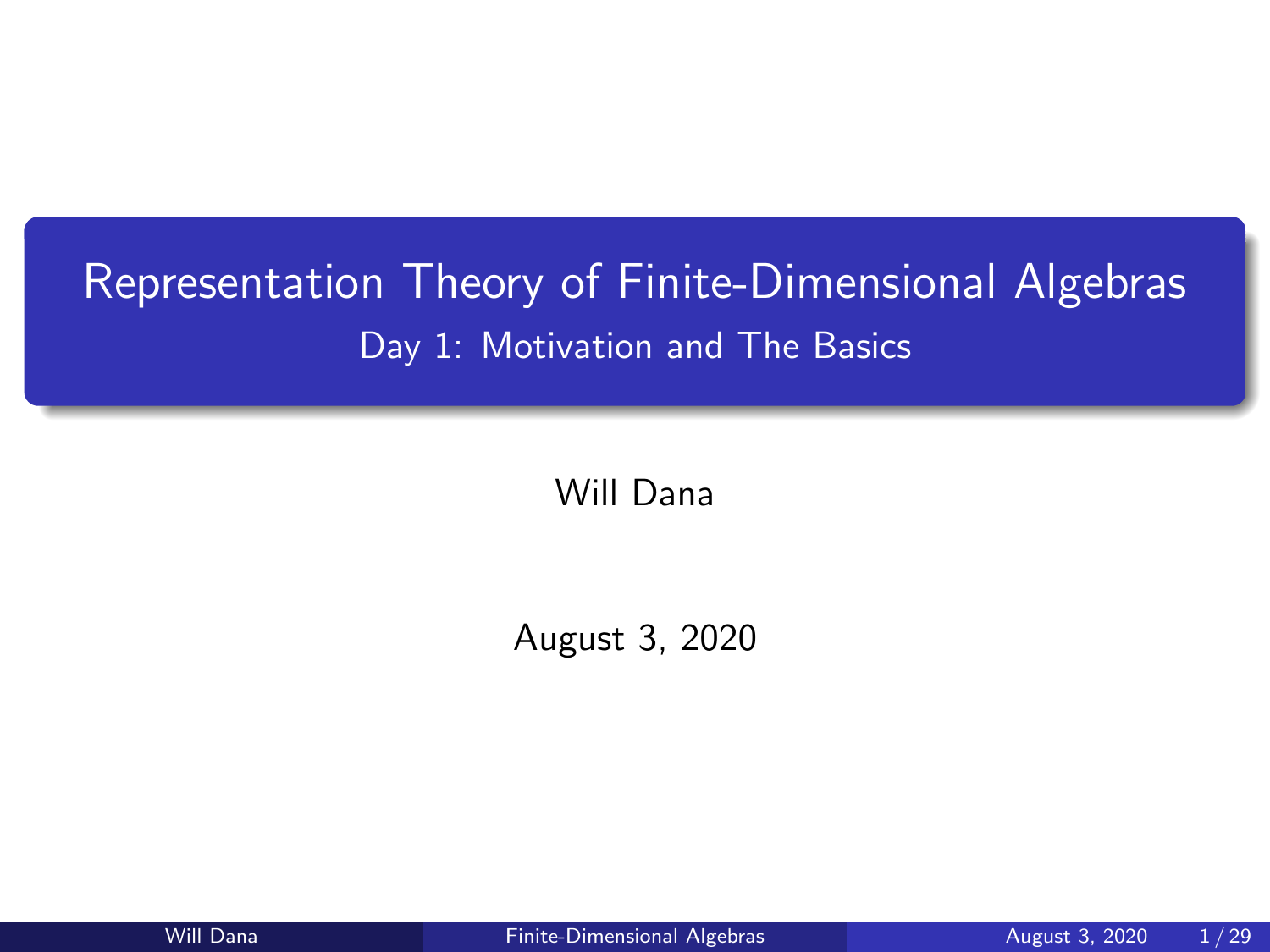# Representation Theory of Finite-Dimensional Algebras

## Day 1: Motivation and The Basics

Will Dana

August 3, 2020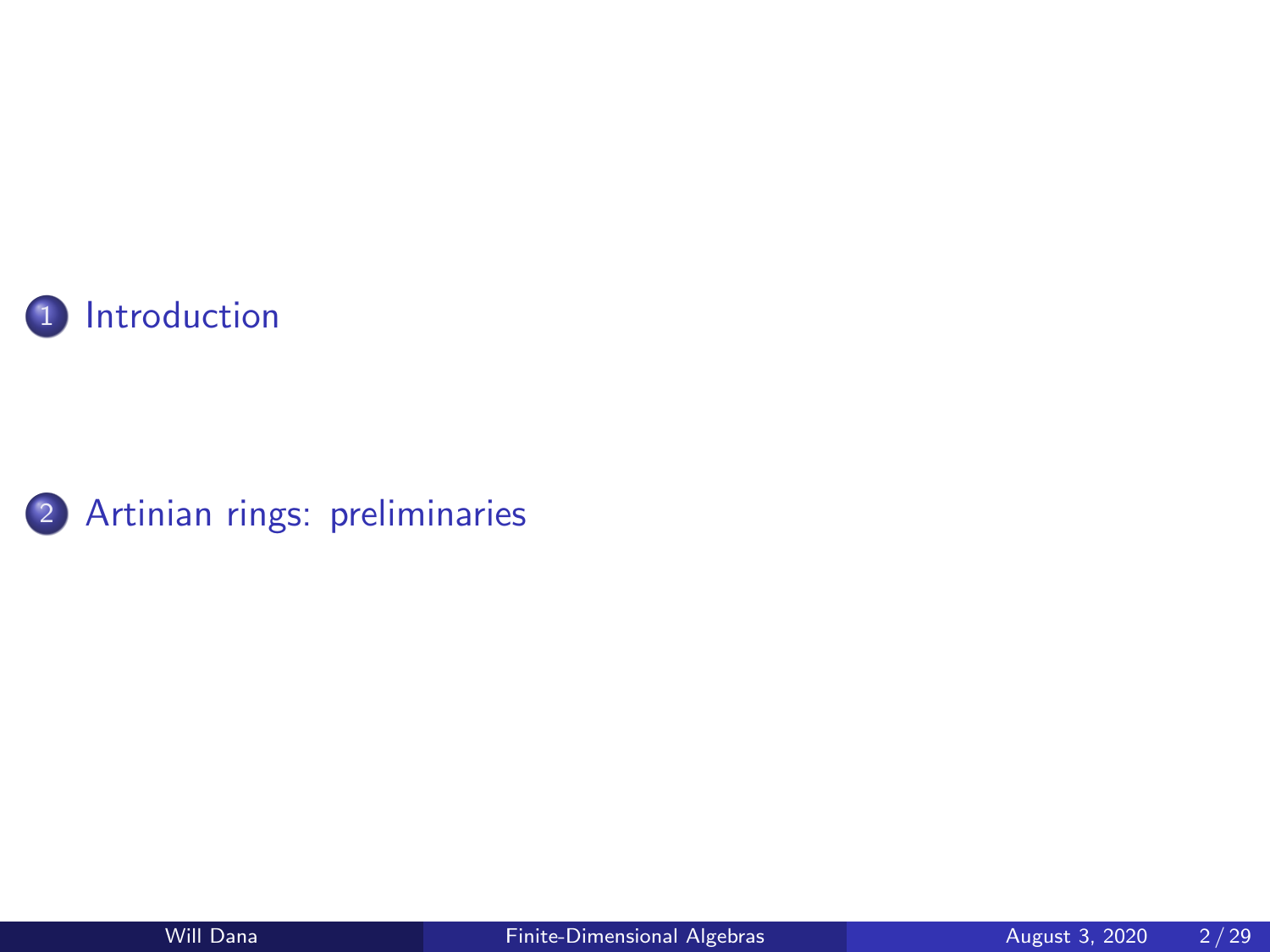1. Introduction

2. Artinian rings: preliminaries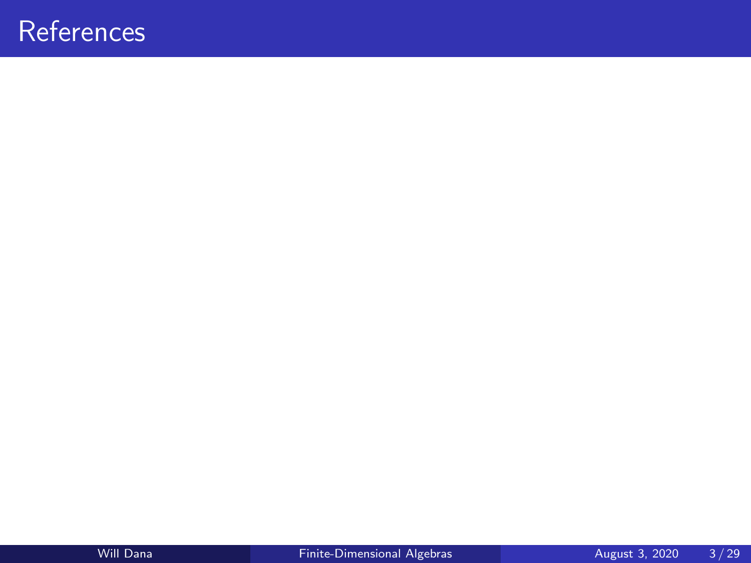# References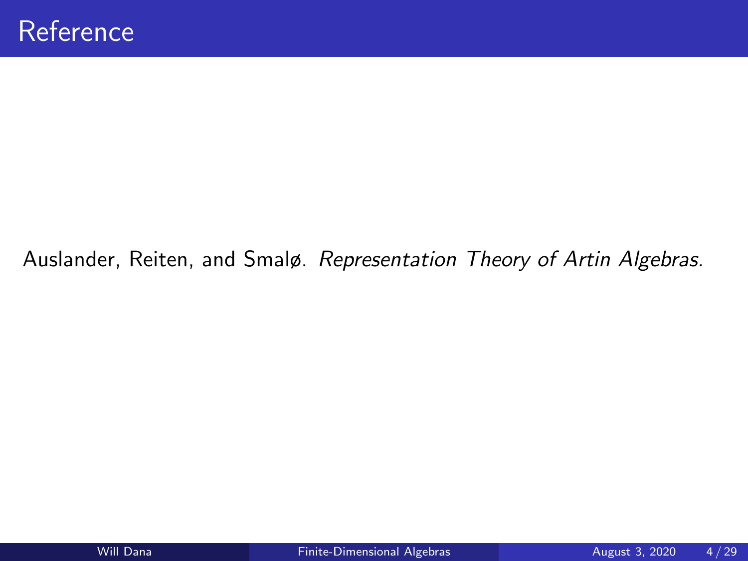# Reference

Auslander, Reiten, and Smalø. *Representation Theory of Artin Algebras.*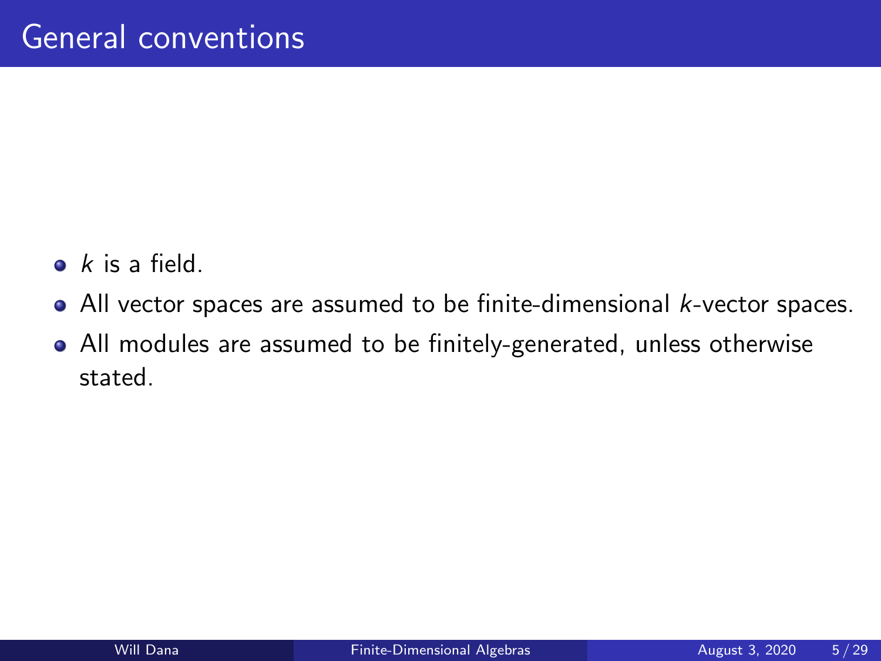# General conventions

- $k$ is a field.
- All vector spaces are assumed to be finite-dimensional $k$-vector spaces.
- All modules are assumed to be finitely-generated, unless otherwise stated.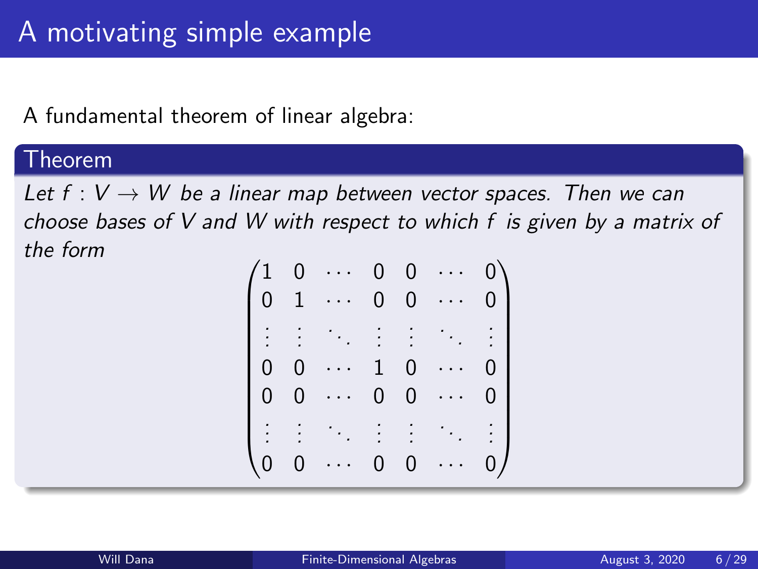# A motivating simple example

A fundamental theorem of linear algebra:

**Theorem**

*Let $f : V \to W$ be a linear map between vector spaces. Then we can choose bases of $V$ and $W$ with respect to which $f$ is given by a matrix of the form*

$$\begin{pmatrix} 1 & 0 & \cdots & 0 & 0 & \cdots & 0 \\ 0 & 1 & \cdots & 0 & 0 & \cdots & 0 \\ \vdots & \vdots & \ddots & \vdots & \vdots & \ddots & \vdots \\ 0 & 0 & \cdots & 1 & 0 & \cdots & 0 \\ 0 & 0 & \cdots & 0 & 0 & \cdots & 0 \\ \vdots & \vdots & \ddots & \vdots & \vdots & \ddots & \vdots \\ 0 & 0 & \cdots & 0 & 0 & \cdots & 0 \end{pmatrix}$$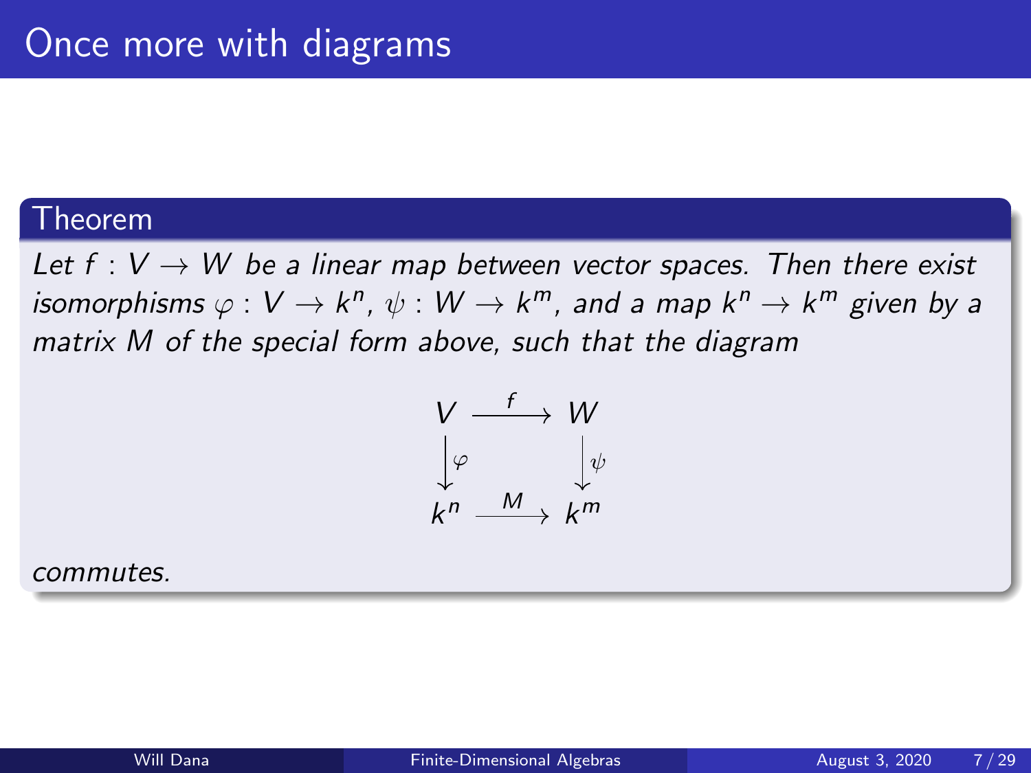# Once more with diagrams

**Theorem**

*Let $f : V \to W$ be a linear map between vector spaces. Then there exist isomorphisms $\varphi : V \to k^n$, $\psi : W \to k^m$, and a map $k^n \to k^m$ given by a matrix $M$ of the special form above, such that the diagram*

$$\begin{array}{ccc} V & \xrightarrow{f} & W \\ \downarrow{\scriptstyle \varphi} & & \downarrow{\scriptstyle \psi} \\ k^n & \xrightarrow{M} & k^m \end{array}$$

*commutes.*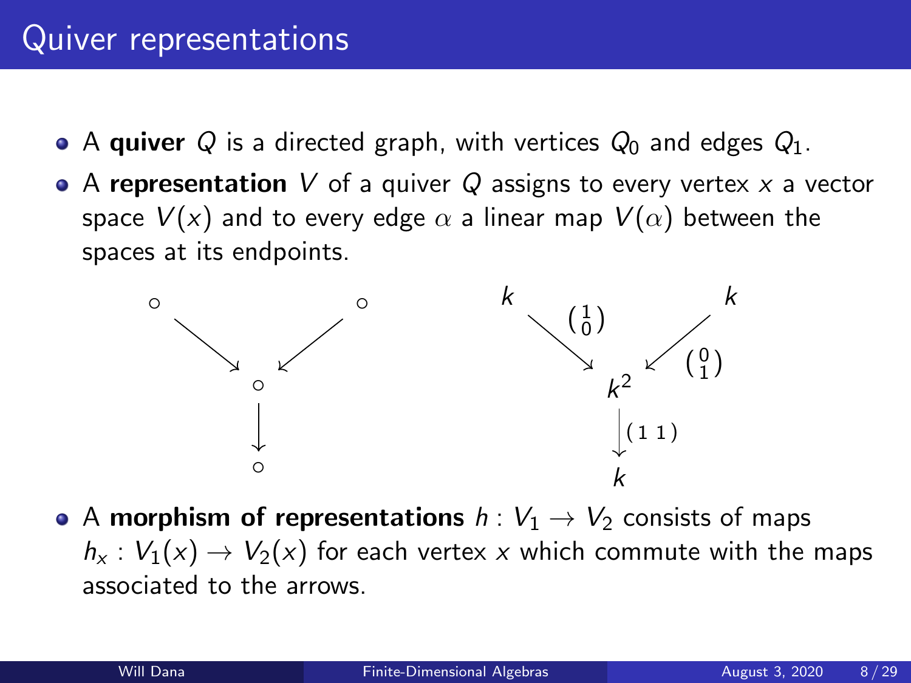# Quiver representations

- A **quiver** $Q$ is a directed graph, with vertices $Q_0$ and edges $Q_1$.
- A **representation** $V$ of a quiver $Q$ assigns to every vertex $x$ a vector space $V(x)$ and to every edge $\alpha$ a linear map $V(\alpha)$ between the spaces at its endpoints.

$$
\begin{array}{ccc}
\circ & & \circ \\
& \searrow \quad \swarrow & \\
& \circ & \\
& \downarrow & \\
& \circ &
\end{array}
\qquad\qquad
\begin{array}{ccc}
k & & k \\
& \searrow^{\binom{1}{0}} \quad \swarrow^{\binom{0}{1}} & \\
& k^2 & \\
& \downarrow (1\ 1) & \\
& k &
\end{array}
$$

- A **morphism of representations** $h : V_1 \to V_2$ consists of maps $h_x : V_1(x) \to V_2(x)$ for each vertex $x$ which commute with the maps associated to the arrows.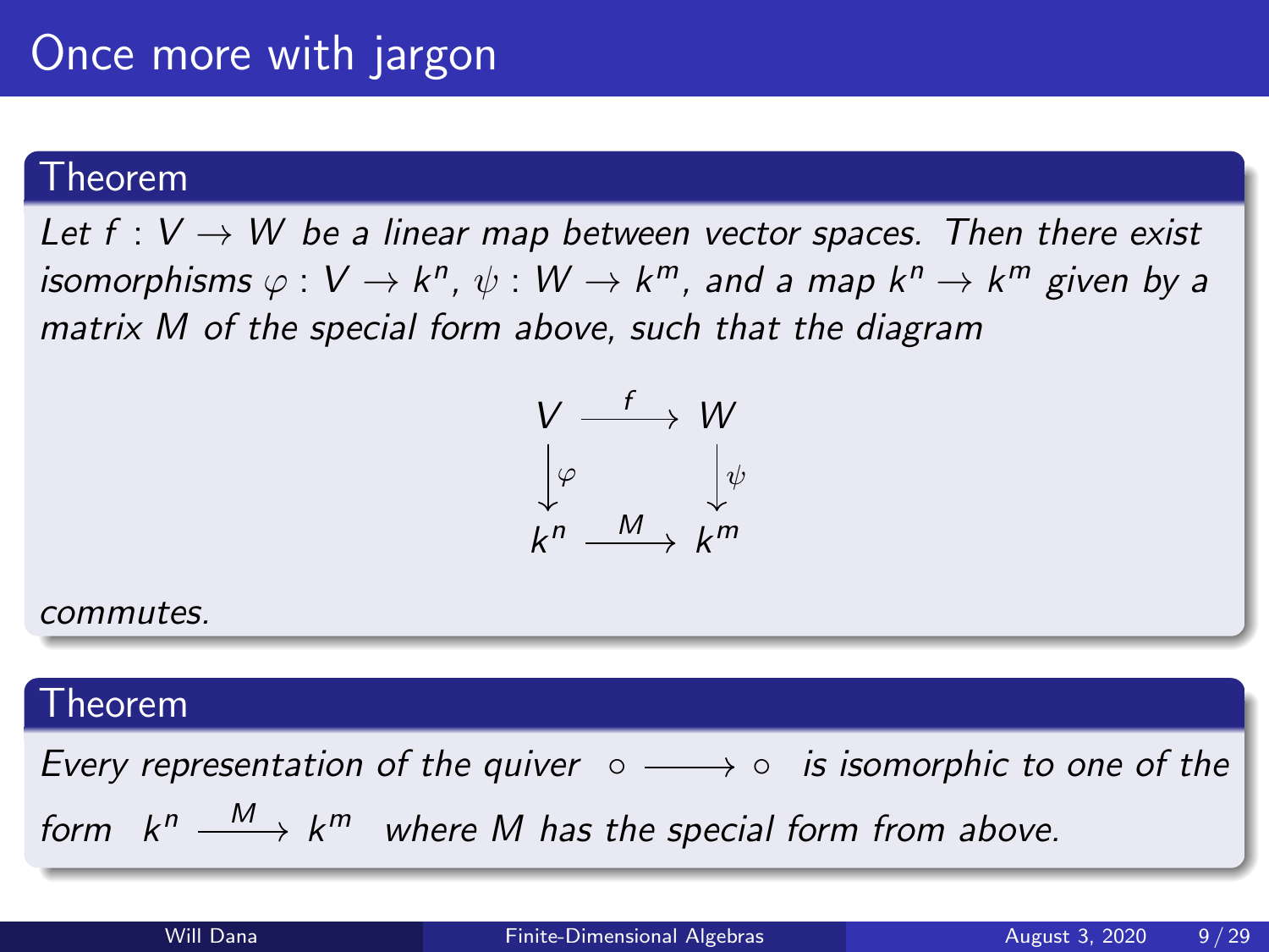# Once more with jargon

**Theorem**

*Let $f : V \to W$ be a linear map between vector spaces. Then there exist isomorphisms $\varphi : V \to k^n$, $\psi : W \to k^m$, and a map $k^n \to k^m$ given by a matrix $M$ of the special form above, such that the diagram*

$$\begin{array}{ccc} V & \xrightarrow{f} & W \\ \downarrow{\scriptstyle\varphi} & & \downarrow{\scriptstyle\psi} \\ k^n & \xrightarrow{M} & k^m \end{array}$$

*commutes.*

**Theorem**

*Every representation of the quiver $\circ \longrightarrow \circ$ is isomorphic to one of the form $k^n \xrightarrow{M} k^m$ where $M$ has the special form from above.*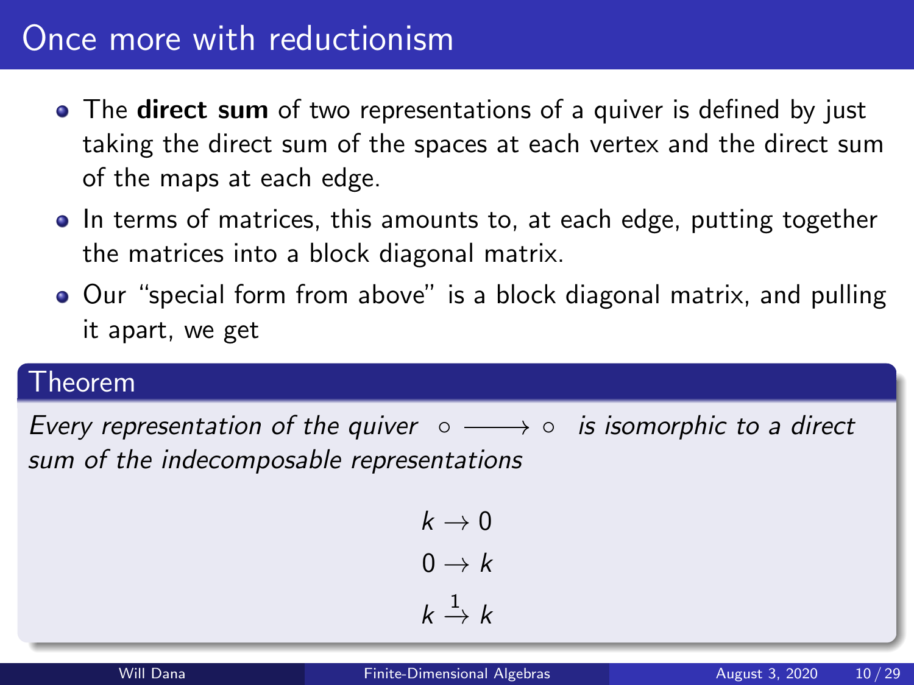# Once more with reductionism

- The **direct sum** of two representations of a quiver is defined by just taking the direct sum of the spaces at each vertex and the direct sum of the maps at each edge.
- In terms of matrices, this amounts to, at each edge, putting together the matrices into a block diagonal matrix.
- Our "special form from above" is a block diagonal matrix, and pulling it apart, we get

**Theorem**

*Every representation of the quiver* $\circ \longrightarrow \circ$ *is isomorphic to a direct sum of the indecomposable representations*

$$k \to 0$$

$$0 \to k$$

$$k \xrightarrow{1} k$$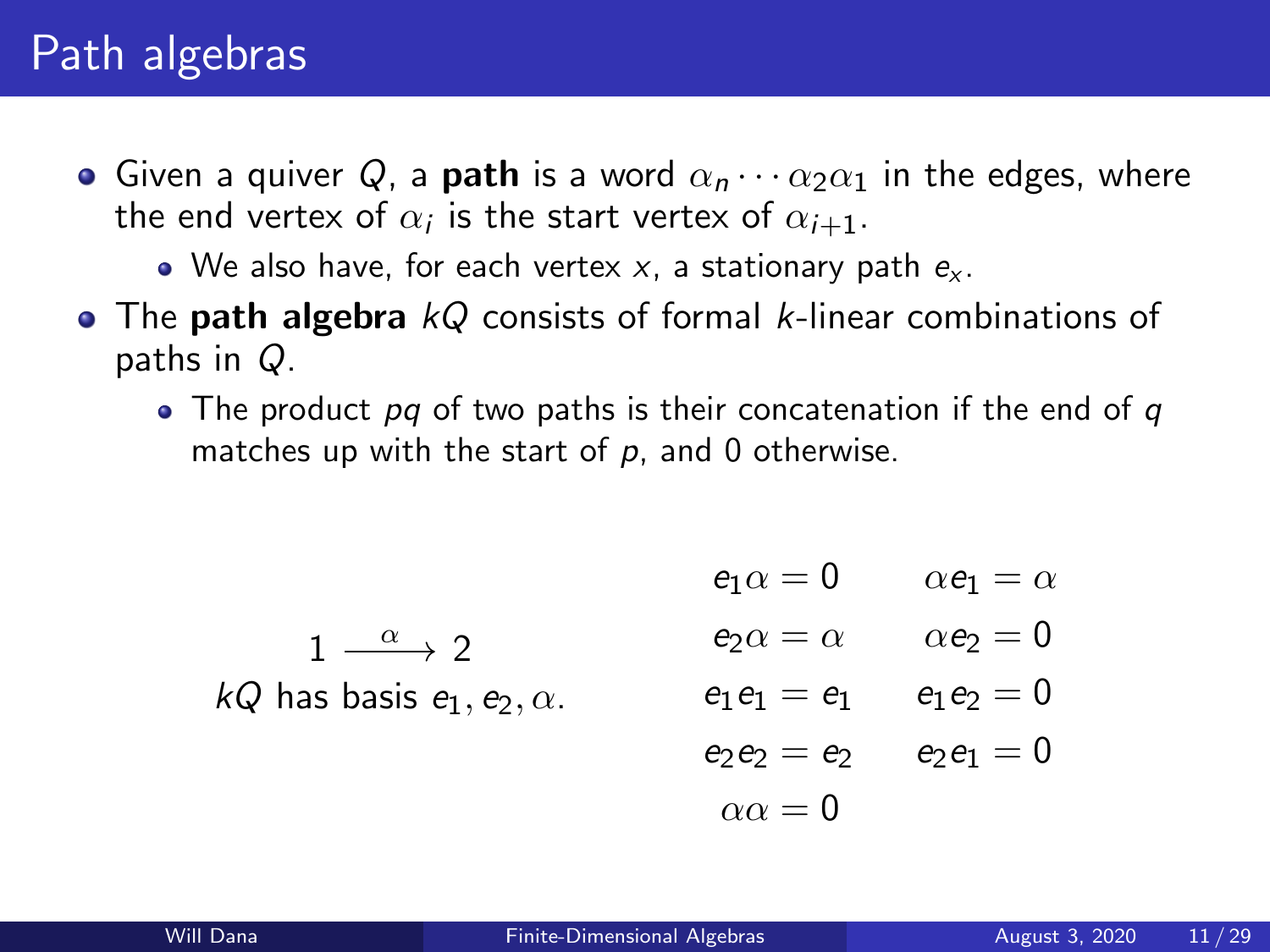# Path algebras

- Given a quiver $Q$, a **path** is a word $\alpha_n \cdots \alpha_2 \alpha_1$ in the edges, where the end vertex of $\alpha_i$ is the start vertex of $\alpha_{i+1}$.
  - We also have, for each vertex $x$, a stationary path $e_x$.
- The **path algebra** $kQ$ consists of formal $k$-linear combinations of paths in $Q$.
  - The product $pq$ of two paths is their concatenation if the end of $q$ matches up with the start of $p$, and 0 otherwise.

$$1 \xrightarrow{\alpha} 2$$

$kQ$ has basis $e_1, e_2, \alpha$.

$$e_1\alpha = 0 \qquad \alpha e_1 = \alpha$$
$$e_2\alpha = \alpha \qquad \alpha e_2 = 0$$
$$e_1 e_1 = e_1 \qquad e_1 e_2 = 0$$
$$e_2 e_2 = e_2 \qquad e_2 e_1 = 0$$
$$\alpha\alpha = 0$$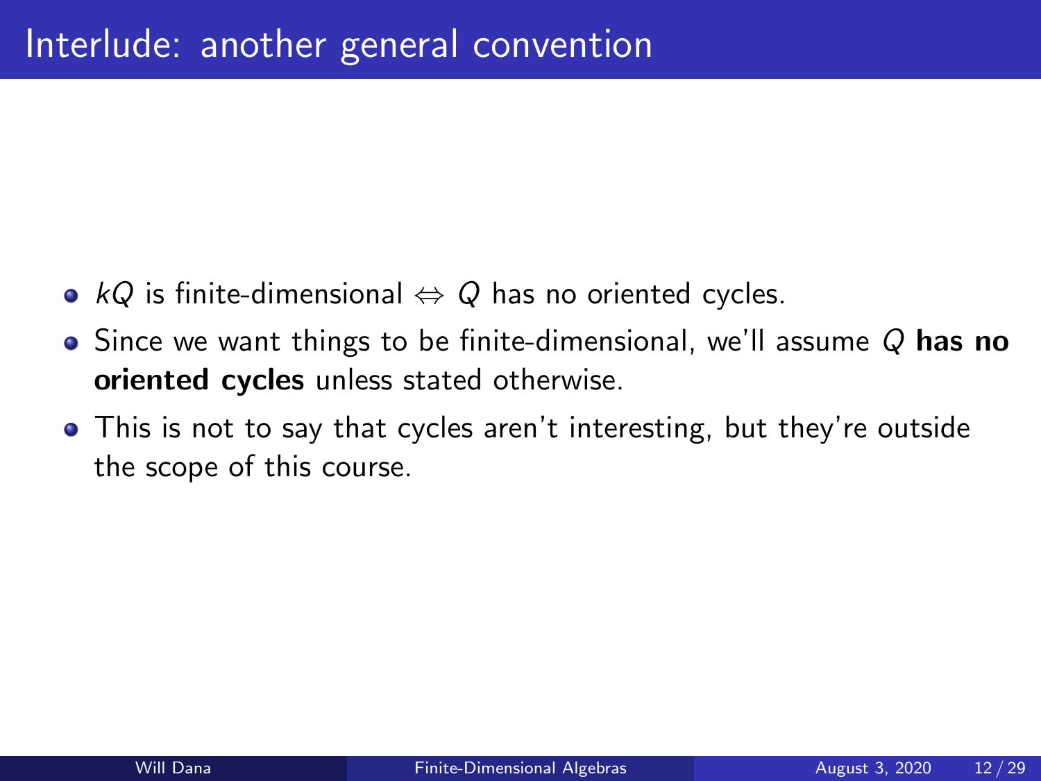# Interlude: another general convention

- $kQ$ is finite-dimensional $\Leftrightarrow$ $Q$ has no oriented cycles.
- Since we want things to be finite-dimensional, we'll assume $Q$ **has no oriented cycles** unless stated otherwise.
- This is not to say that cycles aren't interesting, but they're outside the scope of this course.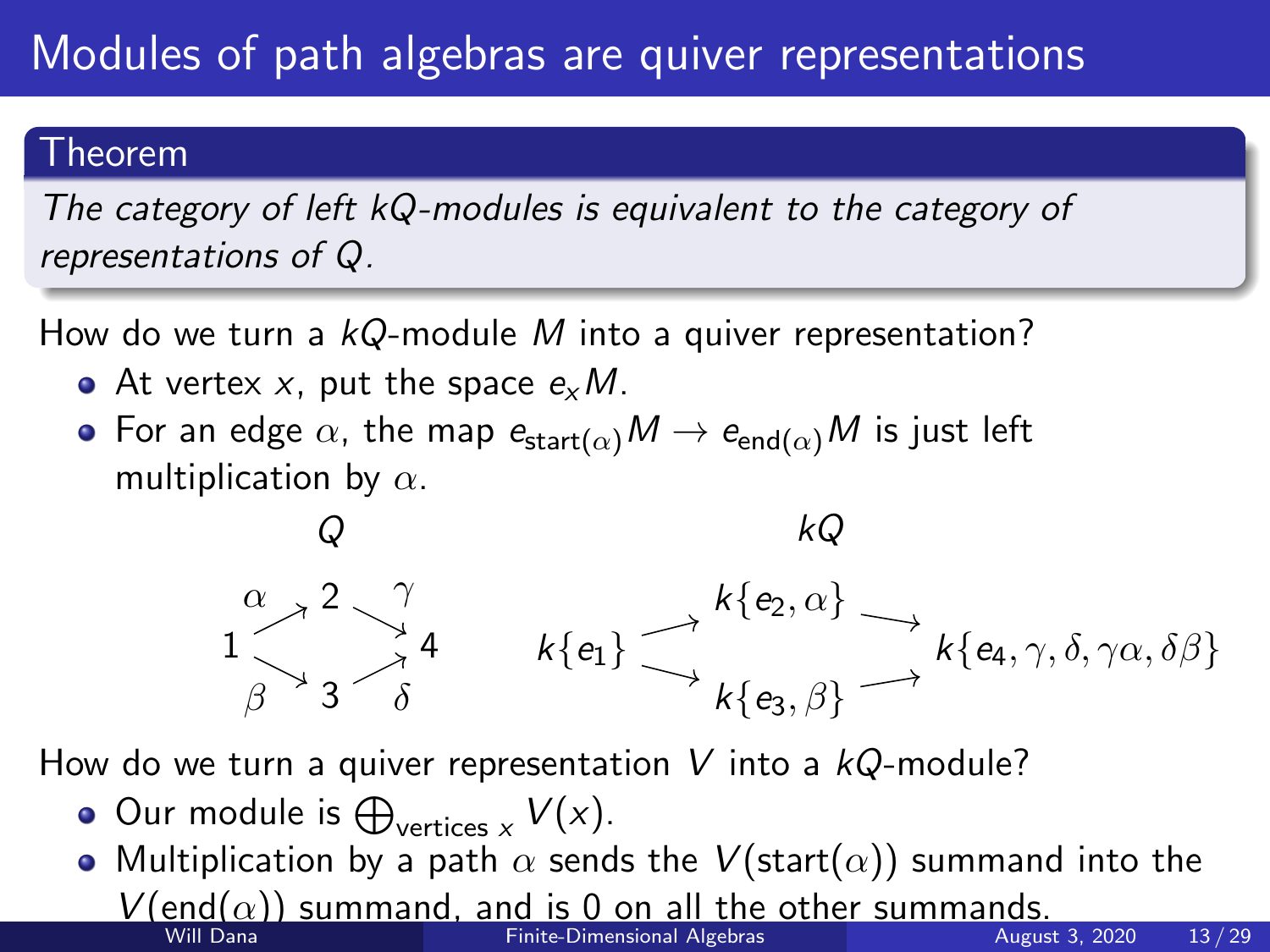# Modules of path algebras are quiver representations

**Theorem**

*The category of left $kQ$-modules is equivalent to the category of representations of $Q$.*

How do we turn a $kQ$-module $M$ into a quiver representation?

- At vertex $x$, put the space $e_x M$.
- For an edge $\alpha$, the map $e_{\text{start}(\alpha)}M \to e_{\text{end}(\alpha)}M$ is just left multiplication by $\alpha$.

$Q$:

$$1 \xrightarrow{\alpha} 2 \xrightarrow{\gamma} 4, \qquad 1 \xrightarrow{\beta} 3 \xrightarrow{\delta} 4$$

$kQ$:

$$k\{e_1\} \to k\{e_2, \alpha\} \to k\{e_4, \gamma, \delta, \gamma\alpha, \delta\beta\}, \qquad k\{e_1\} \to k\{e_3, \beta\} \to k\{e_4, \gamma, \delta, \gamma\alpha, \delta\beta\}$$

How do we turn a quiver representation $V$ into a $kQ$-module?

- Our module is $\bigoplus_{\text{vertices } x} V(x)$.
- Multiplication by a path $\alpha$ sends the $V(\text{start}(\alpha))$ summand into the $V(\text{end}(\alpha))$ summand, and is 0 on all the other summands.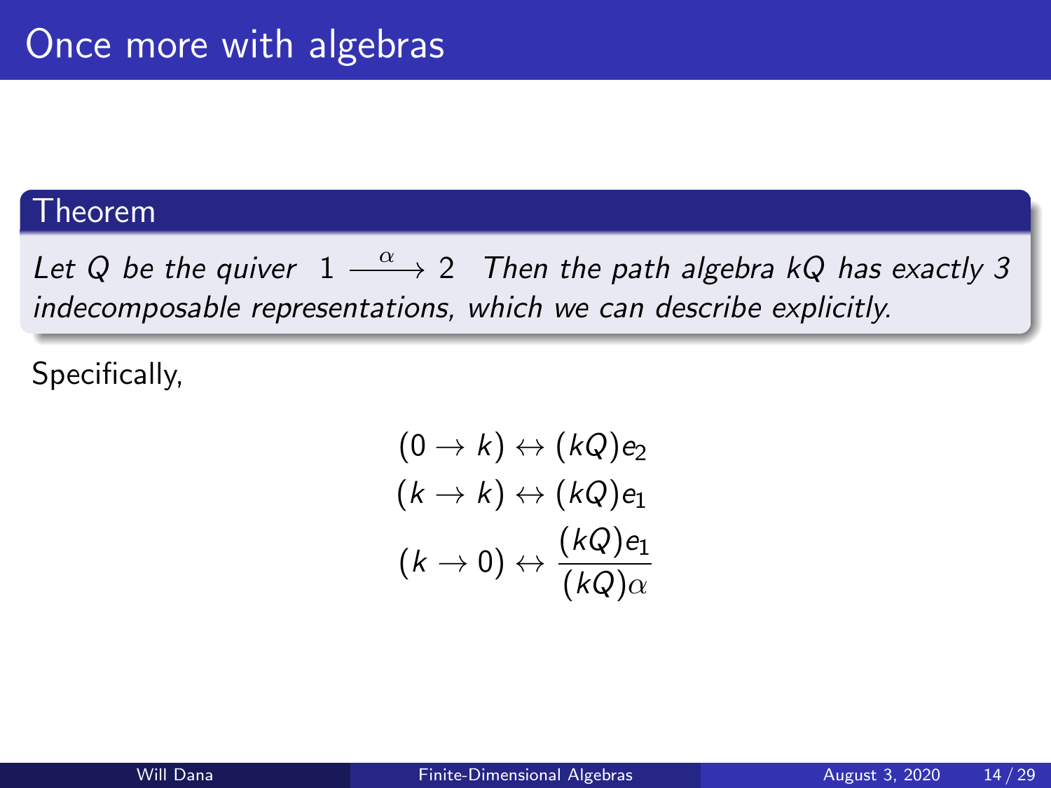# Once more with algebras

**Theorem**

*Let $Q$ be the quiver $1 \xrightarrow{\alpha} 2$ Then the path algebra $kQ$ has exactly 3 indecomposable representations, which we can describe explicitly.*

Specifically,

$$(0 \to k) \leftrightarrow (kQ)e_2$$
$$(k \to k) \leftrightarrow (kQ)e_1$$
$$(k \to 0) \leftrightarrow \frac{(kQ)e_1}{(kQ)\alpha}$$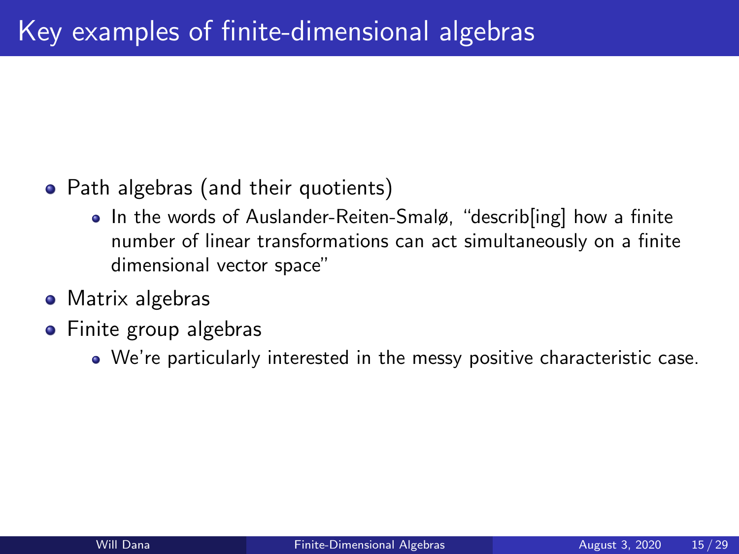# Key examples of finite-dimensional algebras

- Path algebras (and their quotients)
  - In the words of Auslander-Reiten-Smalø, "describ[ing] how a finite number of linear transformations can act simultaneously on a finite dimensional vector space"
- Matrix algebras
- Finite group algebras
  - We're particularly interested in the messy positive characteristic case.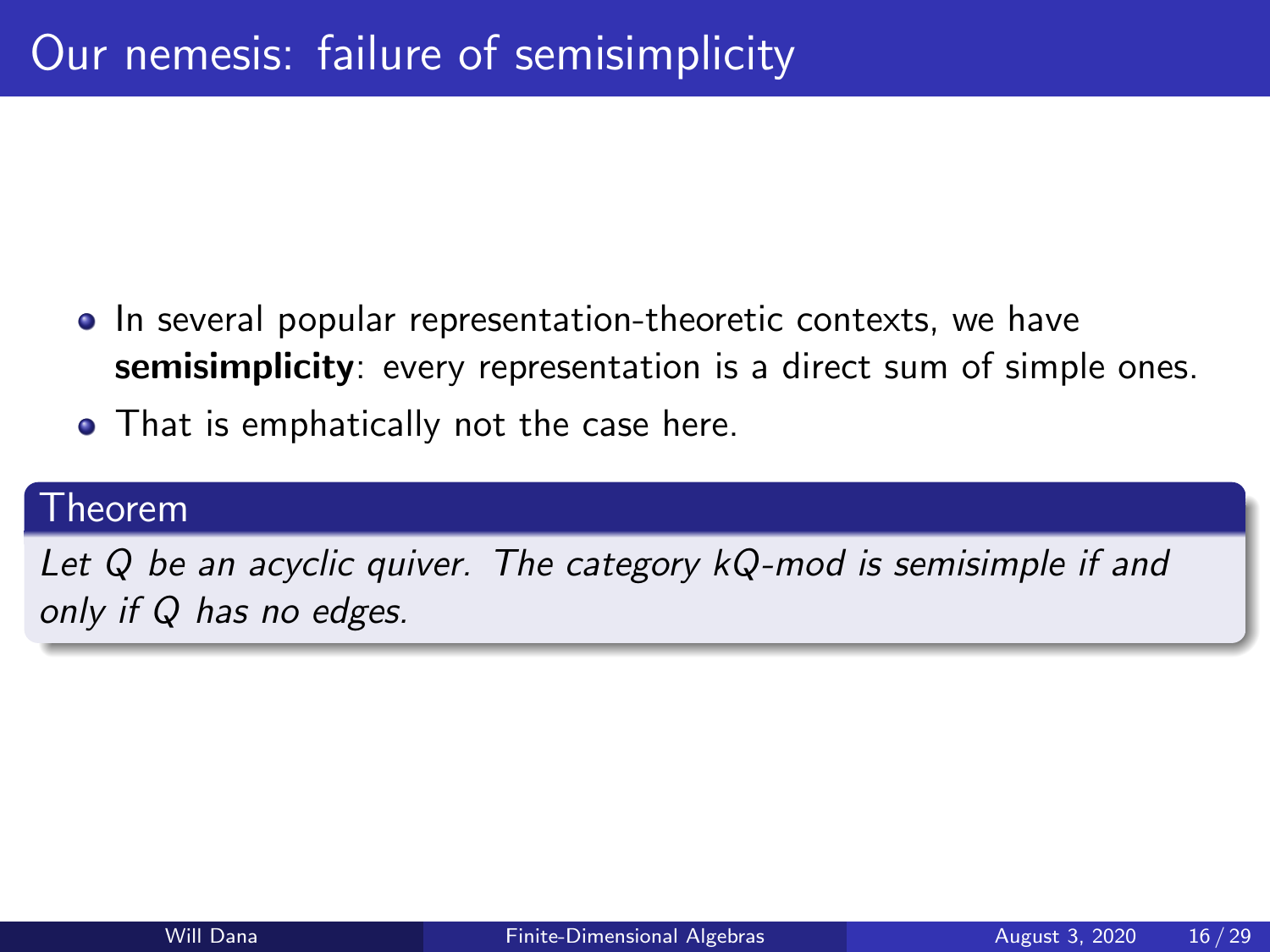# Our nemesis: failure of semisimplicity

- In several popular representation-theoretic contexts, we have **semisimplicity**: every representation is a direct sum of simple ones.
- That is emphatically not the case here.

**Theorem**

*Let $Q$ be an acyclic quiver. The category $kQ$-mod is semisimple if and only if $Q$ has no edges.*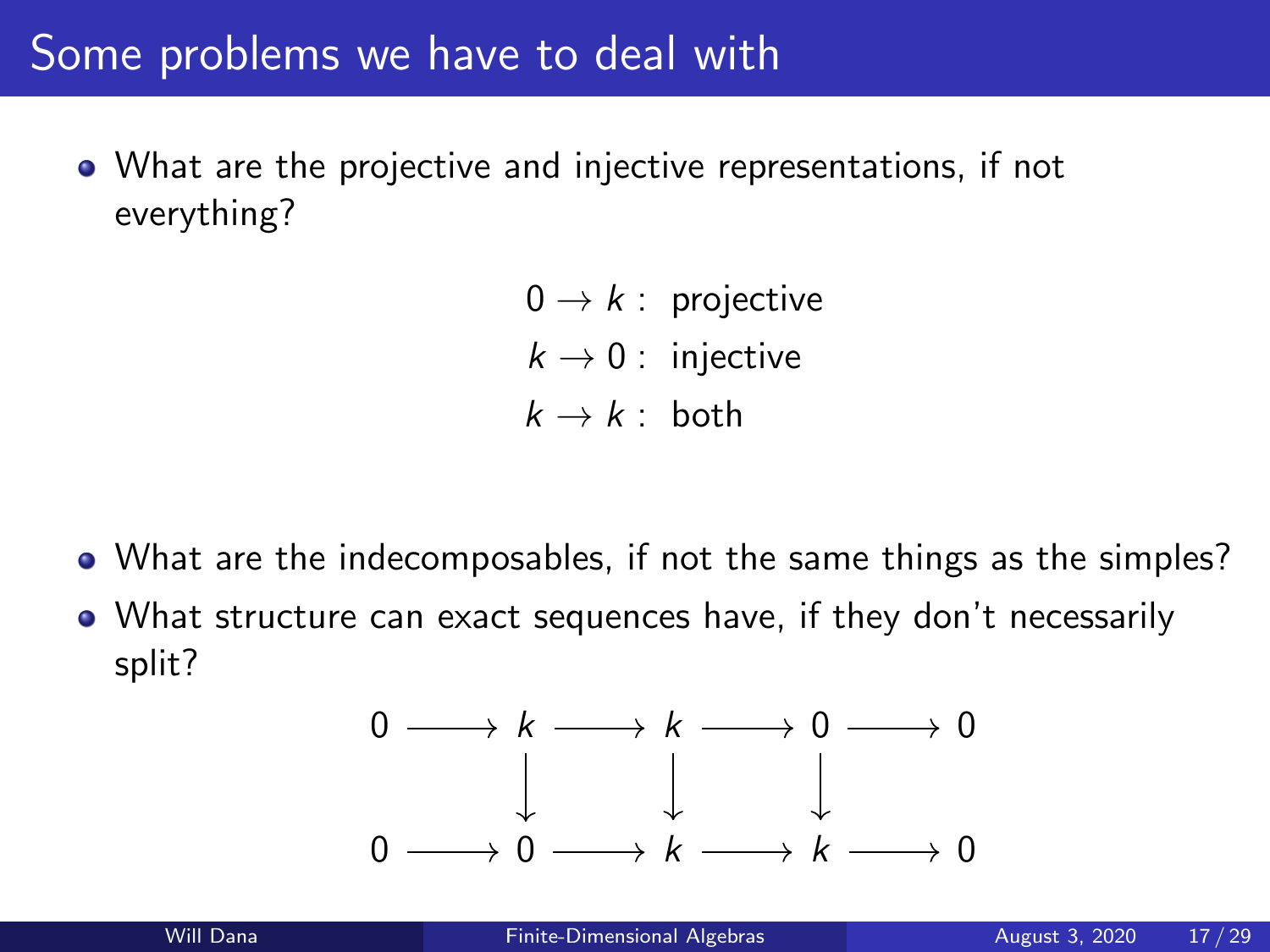# Some problems we have to deal with

- What are the projective and injective representations, if not everything?

$$
\begin{aligned}
0 \to k &: \text{ projective} \\
k \to 0 &: \text{ injective} \\
k \to k &: \text{ both}
\end{aligned}
$$

- What are the indecomposables, if not the same things as the simples?
- What structure can exact sequences have, if they don't necessarily split?

$$
\begin{array}{ccccccccc}
0 & \longrightarrow & k & \longrightarrow & k & \longrightarrow & 0 & \longrightarrow & 0 \\
 & & \downarrow & & \downarrow & & \downarrow & & \\
0 & \longrightarrow & 0 & \longrightarrow & k & \longrightarrow & k & \longrightarrow & 0
\end{array}
$$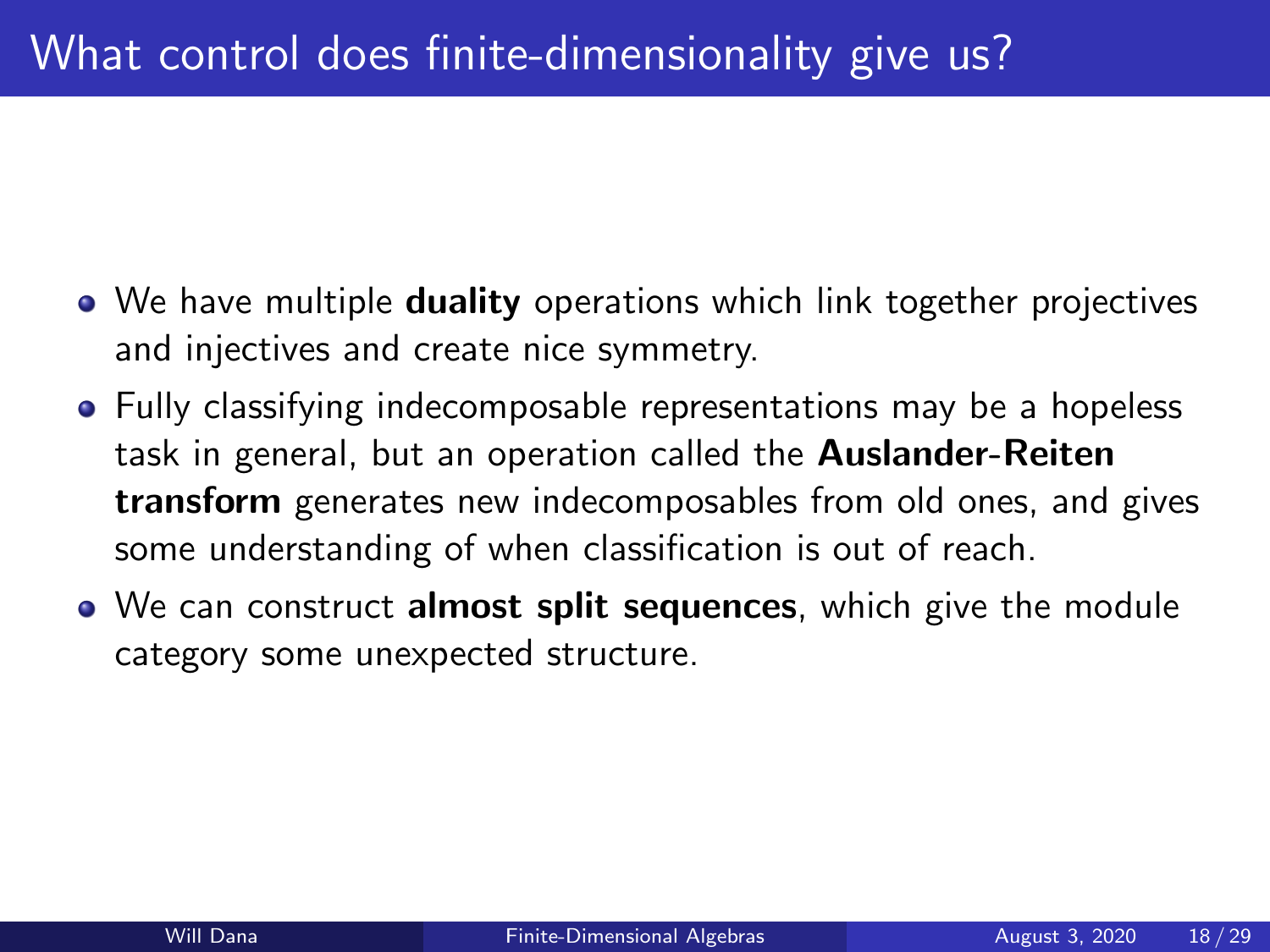# What control does finite-dimensionality give us?

- We have multiple **duality** operations which link together projectives and injectives and create nice symmetry.
- Fully classifying indecomposable representations may be a hopeless task in general, but an operation called the **Auslander-Reiten transform** generates new indecomposables from old ones, and gives some understanding of when classification is out of reach.
- We can construct **almost split sequences**, which give the module category some unexpected structure.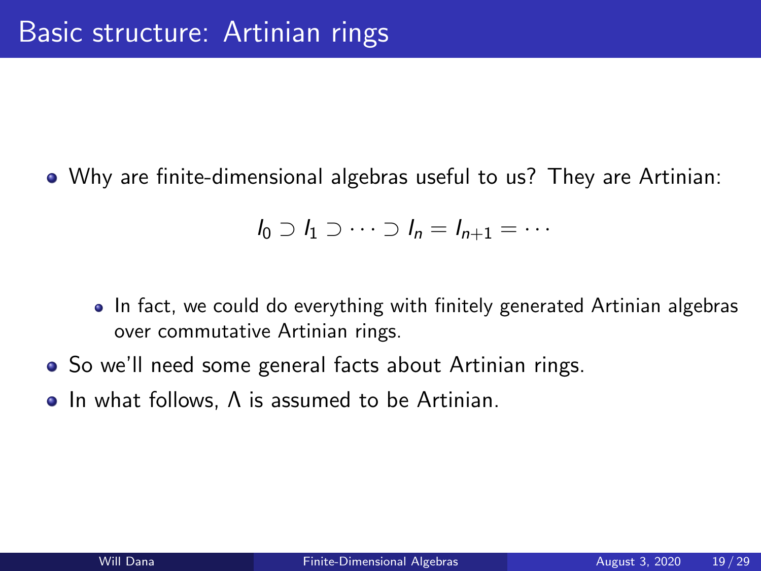# Basic structure: Artinian rings

- Why are finite-dimensional algebras useful to us? They are Artinian:

$$I_0 \supset I_1 \supset \cdots \supset I_n = I_{n+1} = \cdots$$

  - In fact, we could do everything with finitely generated Artinian algebras over commutative Artinian rings.
- So we'll need some general facts about Artinian rings.
- In what follows, $\Lambda$ is assumed to be Artinian.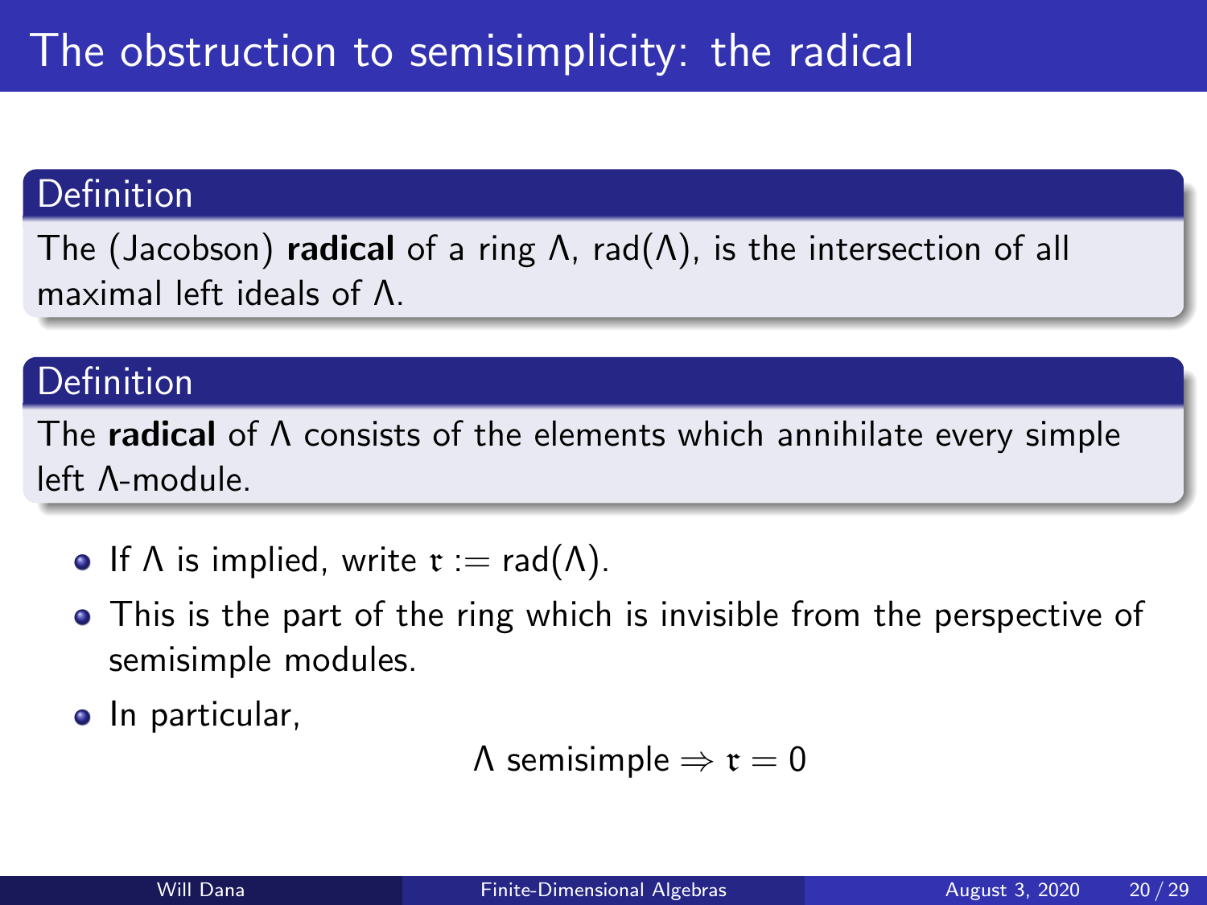# The obstruction to semisimplicity: the radical

**Definition**

The (Jacobson) **radical** of a ring $\Lambda$, $\mathrm{rad}(\Lambda)$, is the intersection of all maximal left ideals of $\Lambda$.

**Definition**

The **radical** of $\Lambda$ consists of the elements which annihilate every simple left $\Lambda$-module.

- If $\Lambda$ is implied, write $\mathfrak{r} := \mathrm{rad}(\Lambda)$.
- This is the part of the ring which is invisible from the perspective of semisimple modules.
- In particular,

$$\Lambda \text{ semisimple} \Rightarrow \mathfrak{r} = 0$$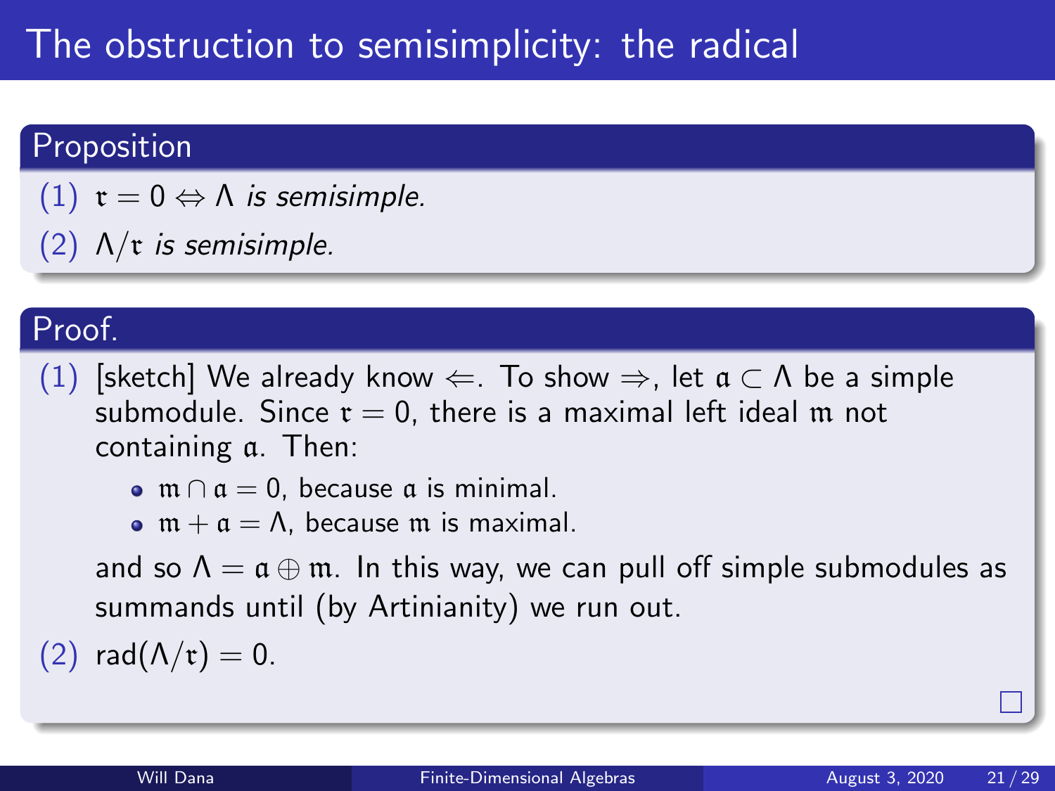# The obstruction to semisimplicity: the radical

**Proposition**

1. $\mathfrak{r} = 0 \Leftrightarrow \Lambda$ *is semisimple.*
2. $\Lambda/\mathfrak{r}$ *is semisimple.*

**Proof.**

1. [sketch] We already know $\Leftarrow$. To show $\Rightarrow$, let $\mathfrak{a} \subset \Lambda$ be a simple submodule. Since $\mathfrak{r} = 0$, there is a maximal left ideal $\mathfrak{m}$ not containing $\mathfrak{a}$. Then:
   - $\mathfrak{m} \cap \mathfrak{a} = 0$, because $\mathfrak{a}$ is minimal.
   - $\mathfrak{m} + \mathfrak{a} = \Lambda$, because $\mathfrak{m}$ is maximal.

   and so $\Lambda = \mathfrak{a} \oplus \mathfrak{m}$. In this way, we can pull off simple submodules as summands until (by Artinianity) we run out.
2. $\mathrm{rad}(\Lambda/\mathfrak{r}) = 0$.

□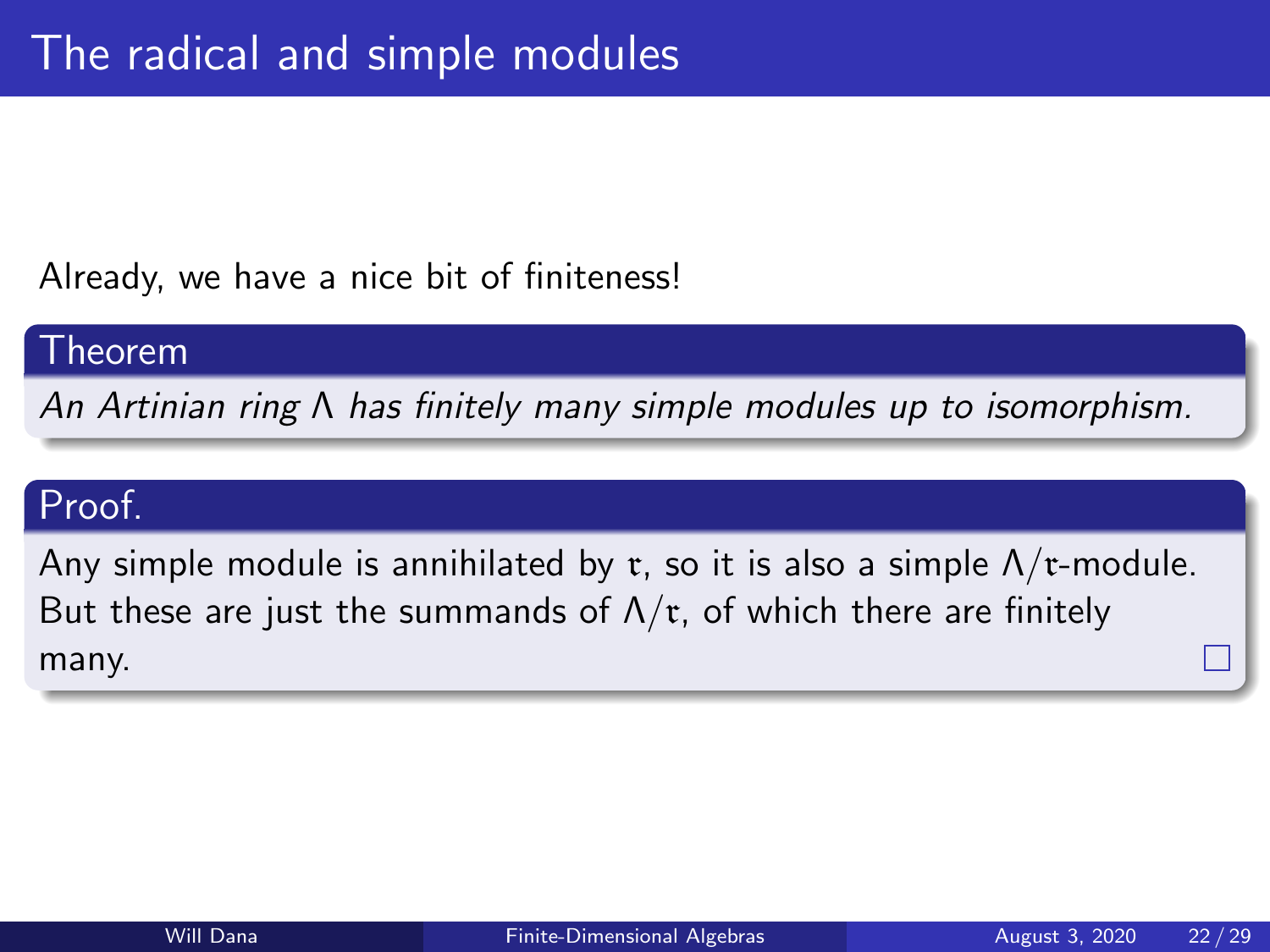# The radical and simple modules

Already, we have a nice bit of finiteness!

**Theorem**

*An Artinian ring $\Lambda$ has finitely many simple modules up to isomorphism.*

**Proof.**

Any simple module is annihilated by $\mathfrak{r}$, so it is also a simple $\Lambda/\mathfrak{r}$-module. But these are just the summands of $\Lambda/\mathfrak{r}$, of which there are finitely many. □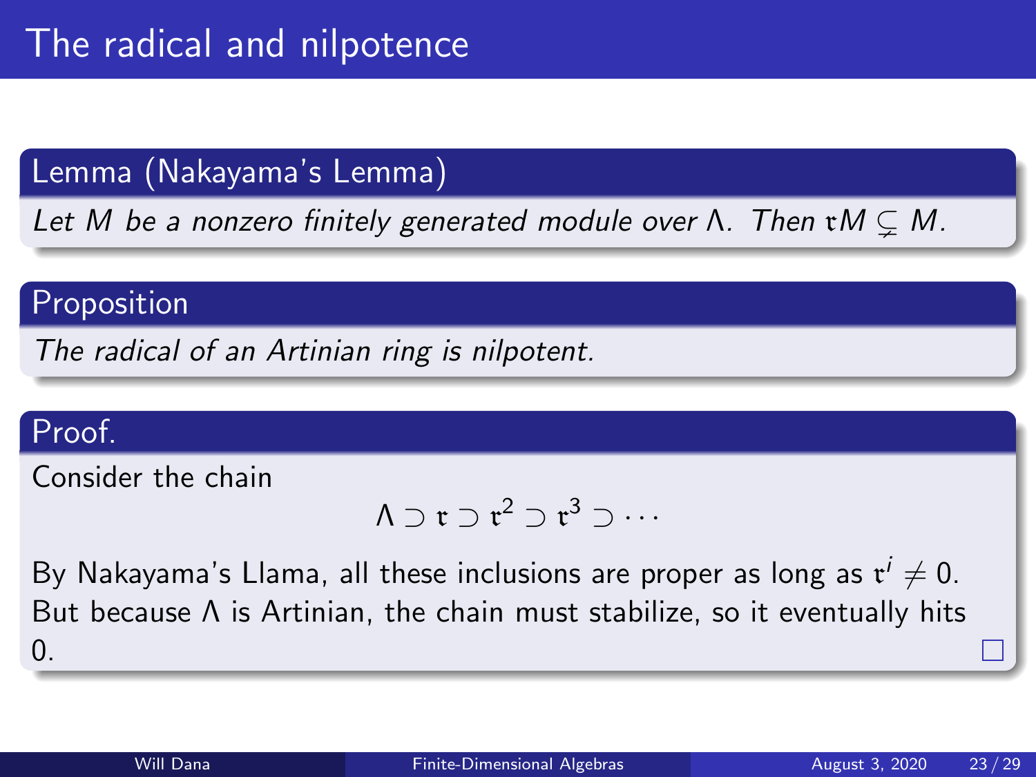# The radical and nilpotence

**Lemma (Nakayama's Lemma)**

*Let $M$ be a nonzero finitely generated module over $\Lambda$. Then $\mathfrak{r}M \subsetneq M$.*

**Proposition**

*The radical of an Artinian ring is nilpotent.*

**Proof.**

Consider the chain

$$\Lambda \supset \mathfrak{r} \supset \mathfrak{r}^2 \supset \mathfrak{r}^3 \supset \cdots$$

By Nakayama's Llama, all these inclusions are proper as long as $\mathfrak{r}^i \neq 0$. But because $\Lambda$ is Artinian, the chain must stabilize, so it eventually hits 0. □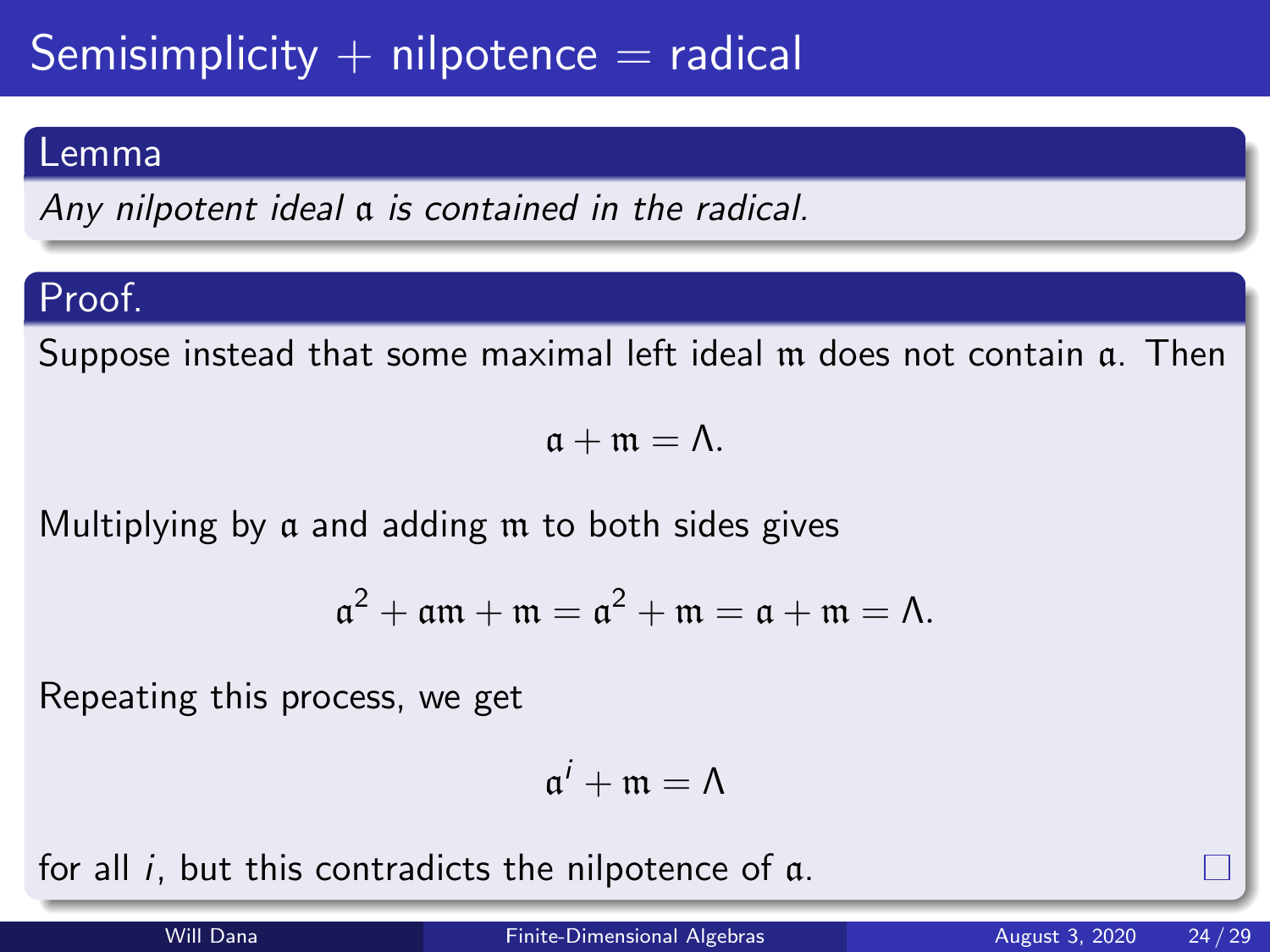# Semisimplicity + nilpotence = radical

**Lemma**

*Any nilpotent ideal $\mathfrak{a}$ is contained in the radical.*

**Proof.**

Suppose instead that some maximal left ideal $\mathfrak{m}$ does not contain $\mathfrak{a}$. Then

$$\mathfrak{a} + \mathfrak{m} = \Lambda.$$

Multiplying by $\mathfrak{a}$ and adding $\mathfrak{m}$ to both sides gives

$$\mathfrak{a}^2 + \mathfrak{a}\mathfrak{m} + \mathfrak{m} = \mathfrak{a}^2 + \mathfrak{m} = \mathfrak{a} + \mathfrak{m} = \Lambda.$$

Repeating this process, we get

$$\mathfrak{a}^i + \mathfrak{m} = \Lambda$$

for all $i$, but this contradicts the nilpotence of $\mathfrak{a}$. □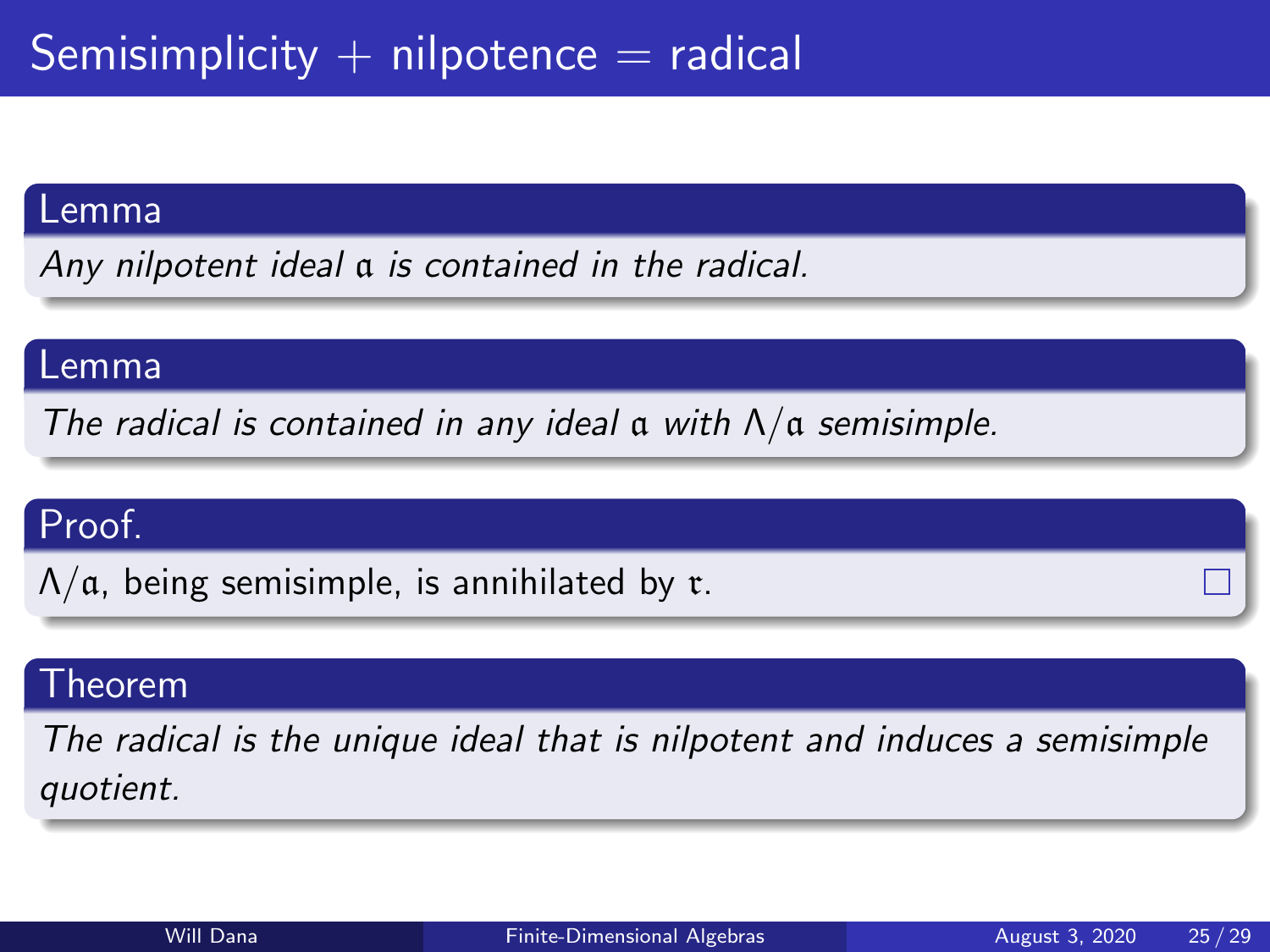# Semisimplicity + nilpotence = radical

**Lemma**

*Any nilpotent ideal $\mathfrak{a}$ is contained in the radical.*

**Lemma**

*The radical is contained in any ideal $\mathfrak{a}$ with $\Lambda/\mathfrak{a}$ semisimple.*

**Proof.**

$\Lambda/\mathfrak{a}$, being semisimple, is annihilated by $\mathfrak{r}$. □

**Theorem**

*The radical is the unique ideal that is nilpotent and induces a semisimple quotient.*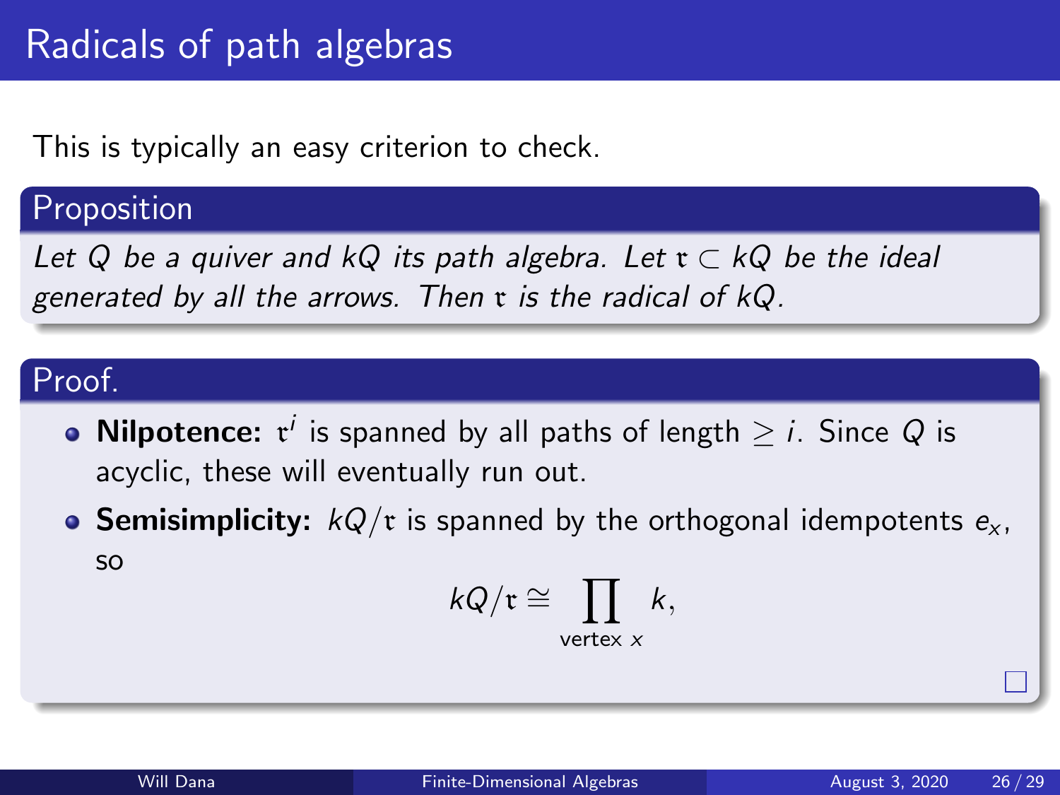# Radicals of path algebras

This is typically an easy criterion to check.

**Proposition**

*Let $Q$ be a quiver and $kQ$ its path algebra. Let $\mathfrak{r} \subset kQ$ be the ideal generated by all the arrows. Then $\mathfrak{r}$ is the radical of $kQ$.*

**Proof.**

- **Nilpotence:** $\mathfrak{r}^i$ is spanned by all paths of length $\geq i$. Since $Q$ is acyclic, these will eventually run out.
- **Semisimplicity:** $kQ/\mathfrak{r}$ is spanned by the orthogonal idempotents $e_x$, so

$$kQ/\mathfrak{r} \cong \prod_{\text{vertex } x} k,$$

□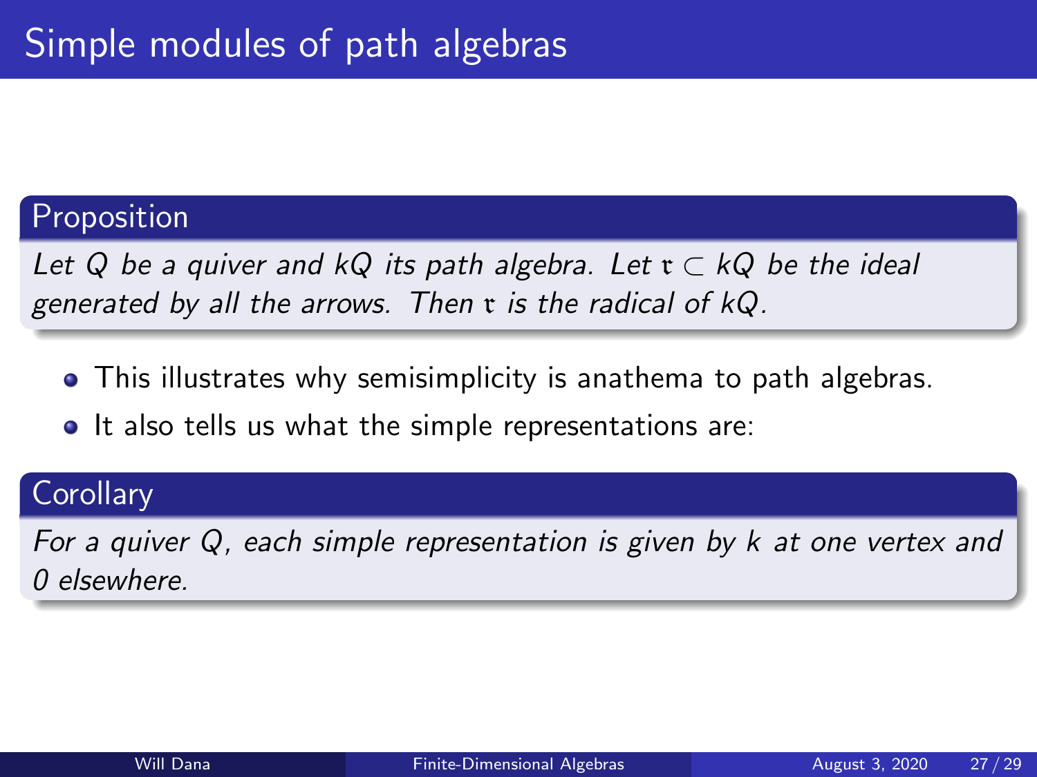# Simple modules of path algebras

**Proposition**

*Let $Q$ be a quiver and $kQ$ its path algebra. Let $\mathfrak{r} \subset kQ$ be the ideal generated by all the arrows. Then $\mathfrak{r}$ is the radical of $kQ$.*

- This illustrates why semisimplicity is anathema to path algebras.
- It also tells us what the simple representations are:

**Corollary**

*For a quiver $Q$, each simple representation is given by $k$ at one vertex and 0 elsewhere.*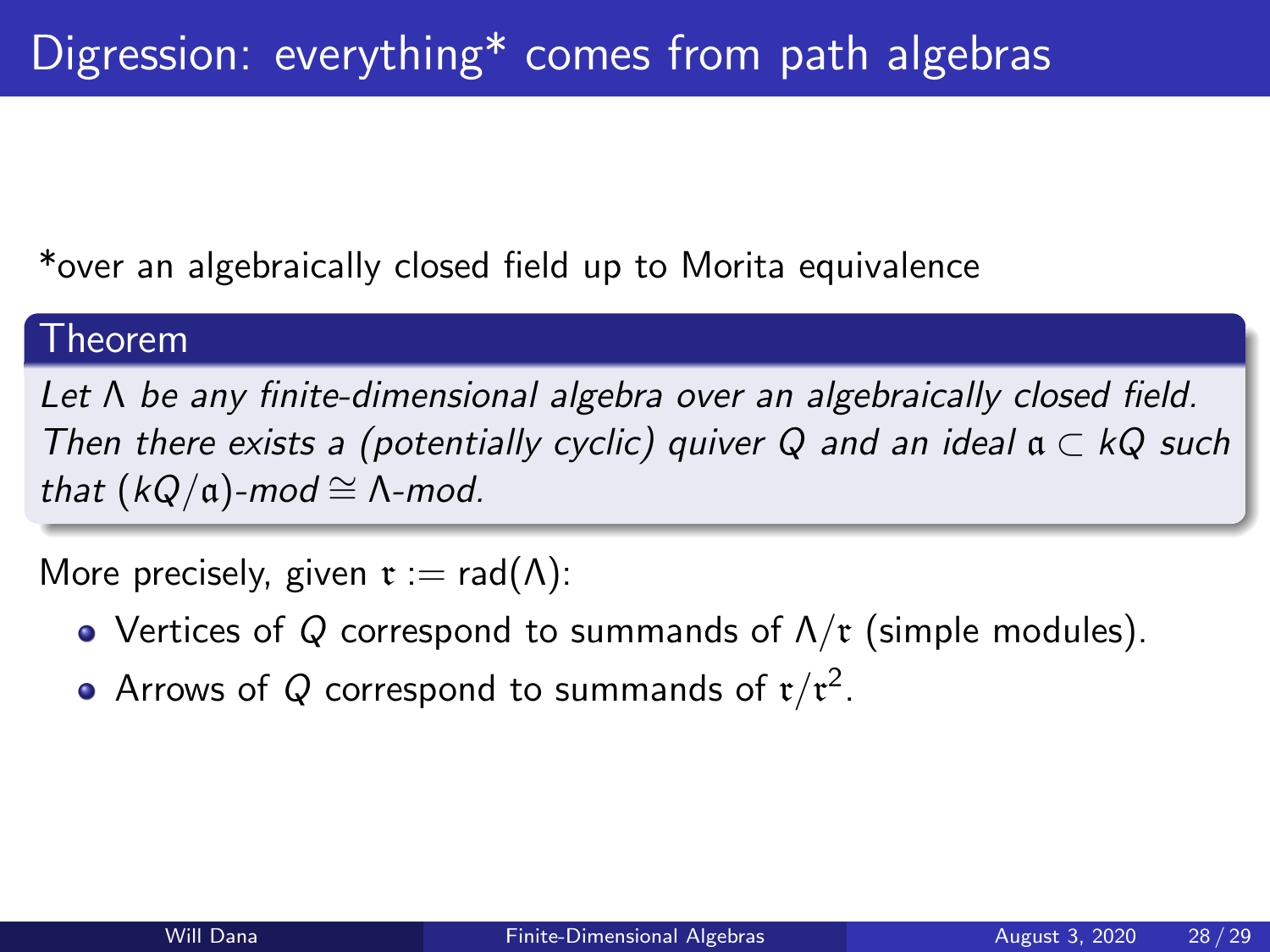# Digression: everything* comes from path algebras

*over an algebraically closed field up to Morita equivalence

**Theorem**

*Let $\Lambda$ be any finite-dimensional algebra over an algebraically closed field. Then there exists a (potentially cyclic) quiver $Q$ and an ideal $\mathfrak{a} \subset kQ$ such that $(kQ/\mathfrak{a})$-mod $\cong \Lambda$-mod.*

More precisely, given $\mathfrak{r} := \text{rad}(\Lambda)$:

- Vertices of $Q$ correspond to summands of $\Lambda/\mathfrak{r}$ (simple modules).
- Arrows of $Q$ correspond to summands of $\mathfrak{r}/\mathfrak{r}^2$.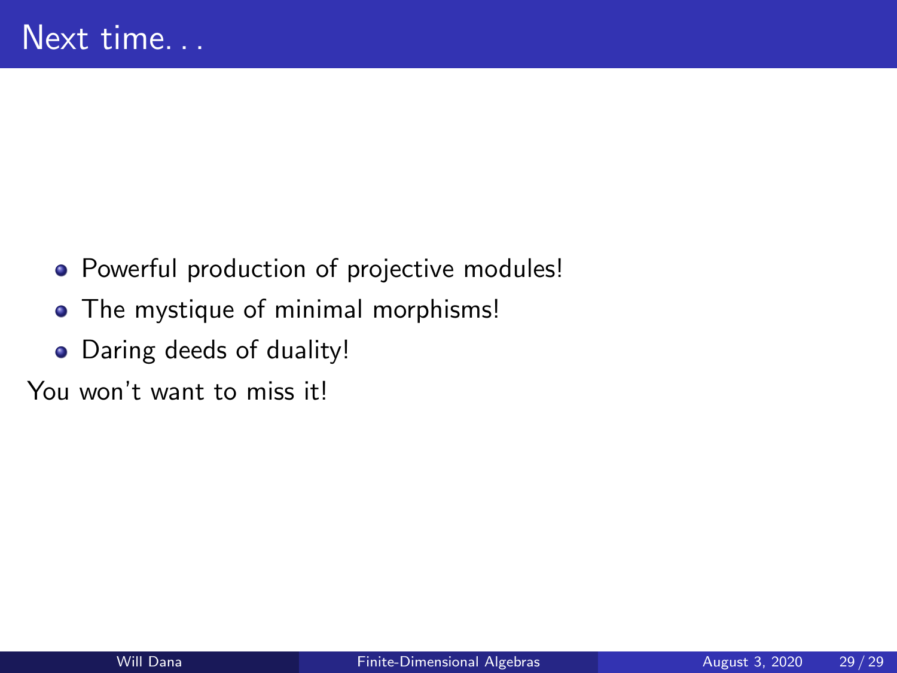# Next time. . .

- Powerful production of projective modules!
- The mystique of minimal morphisms!
- Daring deeds of duality!

You won't want to miss it!